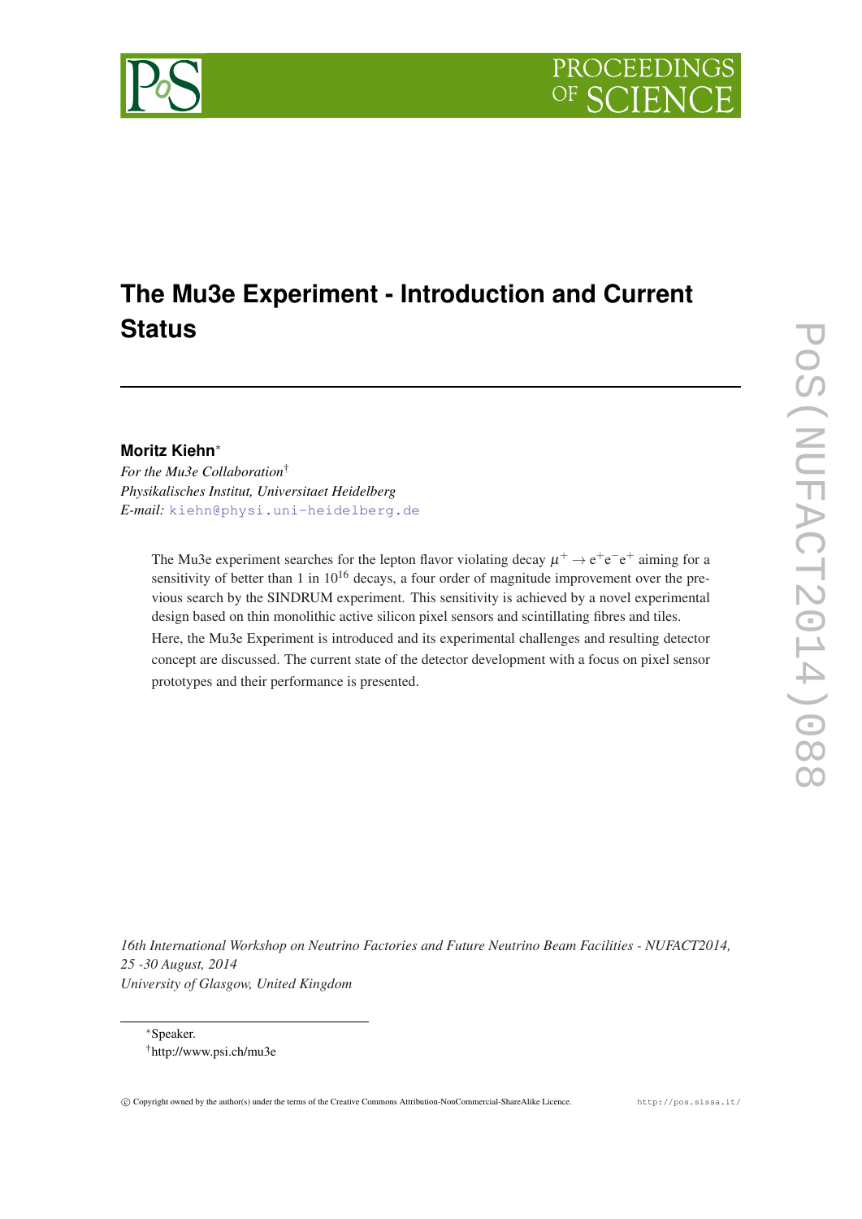# The Mu3e Experiment - Introduction and Current Status

**Moritz Kiehn***

*For the Mu3e Collaboration*†

*Physikalisches Institut, Universitaet Heidelberg*

*E-mail:* kiehn@physi.uni-heidelberg.de

The Mu3e experiment searches for the lepton flavor violating decay $\mu^+ \to e^+e^-e^+$ aiming for a sensitivity of better than 1 in $10^{16}$ decays, a four order of magnitude improvement over the previous search by the SINDRUM experiment. This sensitivity is achieved by a novel experimental design based on thin monolithic active silicon pixel sensors and scintillating fibres and tiles.

Here, the Mu3e Experiment is introduced and its experimental challenges and resulting detector concept are discussed. The current state of the detector development with a focus on pixel sensor prototypes and their performance is presented.

*16th International Workshop on Neutrino Factories and Future Neutrino Beam Facilities - NUFACT2014, 25 -30 August, 2014*
*University of Glasgow, United Kingdom*

*Speaker.

†http://www.psi.ch/mu3e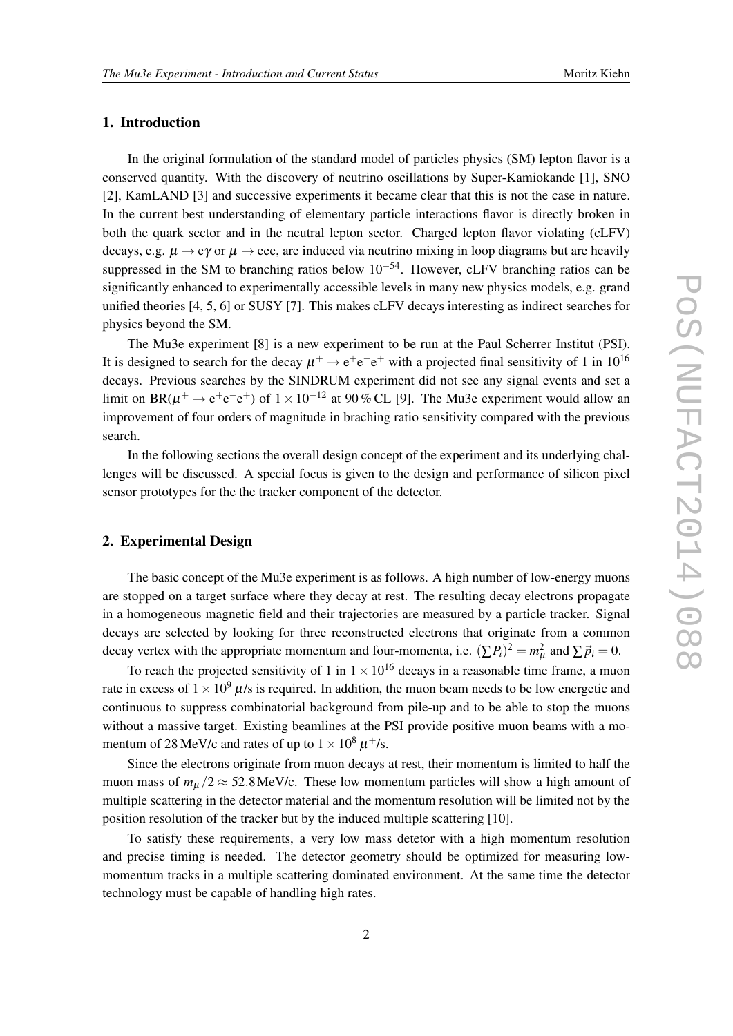## 1. Introduction

In the original formulation of the standard model of particles physics (SM) lepton flavor is a conserved quantity. With the discovery of neutrino oscillations by Super-Kamiokande [1], SNO [2], KamLAND [3] and successive experiments it became clear that this is not the case in nature. In the current best understanding of elementary particle interactions flavor is directly broken in both the quark sector and in the neutral lepton sector. Charged lepton flavor violating (cLFV) decays, e.g. $\mu \to e\gamma$ or $\mu \to eee$, are induced via neutrino mixing in loop diagrams but are heavily suppressed in the SM to branching ratios below $10^{-54}$. However, cLFV branching ratios can be significantly enhanced to experimentally accessible levels in many new physics models, e.g. grand unified theories [4, 5, 6] or SUSY [7]. This makes cLFV decays interesting as indirect searches for physics beyond the SM.

The Mu3e experiment [8] is a new experiment to be run at the Paul Scherrer Institut (PSI). It is designed to search for the decay $\mu^+ \to e^+e^-e^+$ with a projected final sensitivity of 1 in $10^{16}$ decays. Previous searches by the SINDRUM experiment did not see any signal events and set a limit on $\mathrm{BR}(\mu^+ \to e^+e^-e^+)$ of $1 \times 10^{-12}$ at 90 % CL [9]. The Mu3e experiment would allow an improvement of four orders of magnitude in braching ratio sensitivity compared with the previous search.

In the following sections the overall design concept of the experiment and its underlying challenges will be discussed. A special focus is given to the design and performance of silicon pixel sensor prototypes for the the tracker component of the detector.

## 2. Experimental Design

The basic concept of the Mu3e experiment is as follows. A high number of low-energy muons are stopped on a target surface where they decay at rest. The resulting decay electrons propagate in a homogeneous magnetic field and their trajectories are measured by a particle tracker. Signal decays are selected by looking for three reconstructed electrons that originate from a common decay vertex with the appropriate momentum and four-momenta, i.e. $(\sum P_i)^2 = m_\mu^2$ and $\sum \vec{p}_i = 0$.

To reach the projected sensitivity of 1 in $1 \times 10^{16}$ decays in a reasonable time frame, a muon rate in excess of $1 \times 10^9\, \mu$/s is required. In addition, the muon beam needs to be low energetic and continuous to suppress combinatorial background from pile-up and to be able to stop the muons without a massive target. Existing beamlines at the PSI provide positive muon beams with a momentum of 28 MeV/c and rates of up to $1 \times 10^8\, \mu^+$/s.

Since the electrons originate from muon decays at rest, their momentum is limited to half the muon mass of $m_\mu/2 \approx 52.8$ MeV/c. These low momentum particles will show a high amount of multiple scattering in the detector material and the momentum resolution will be limited not by the position resolution of the tracker but by the induced multiple scattering [10].

To satisfy these requirements, a very low mass detetor with a high momentum resolution and precise timing is needed. The detector geometry should be optimized for measuring low-momentum tracks in a multiple scattering dominated environment. At the same time the detector technology must be capable of handling high rates.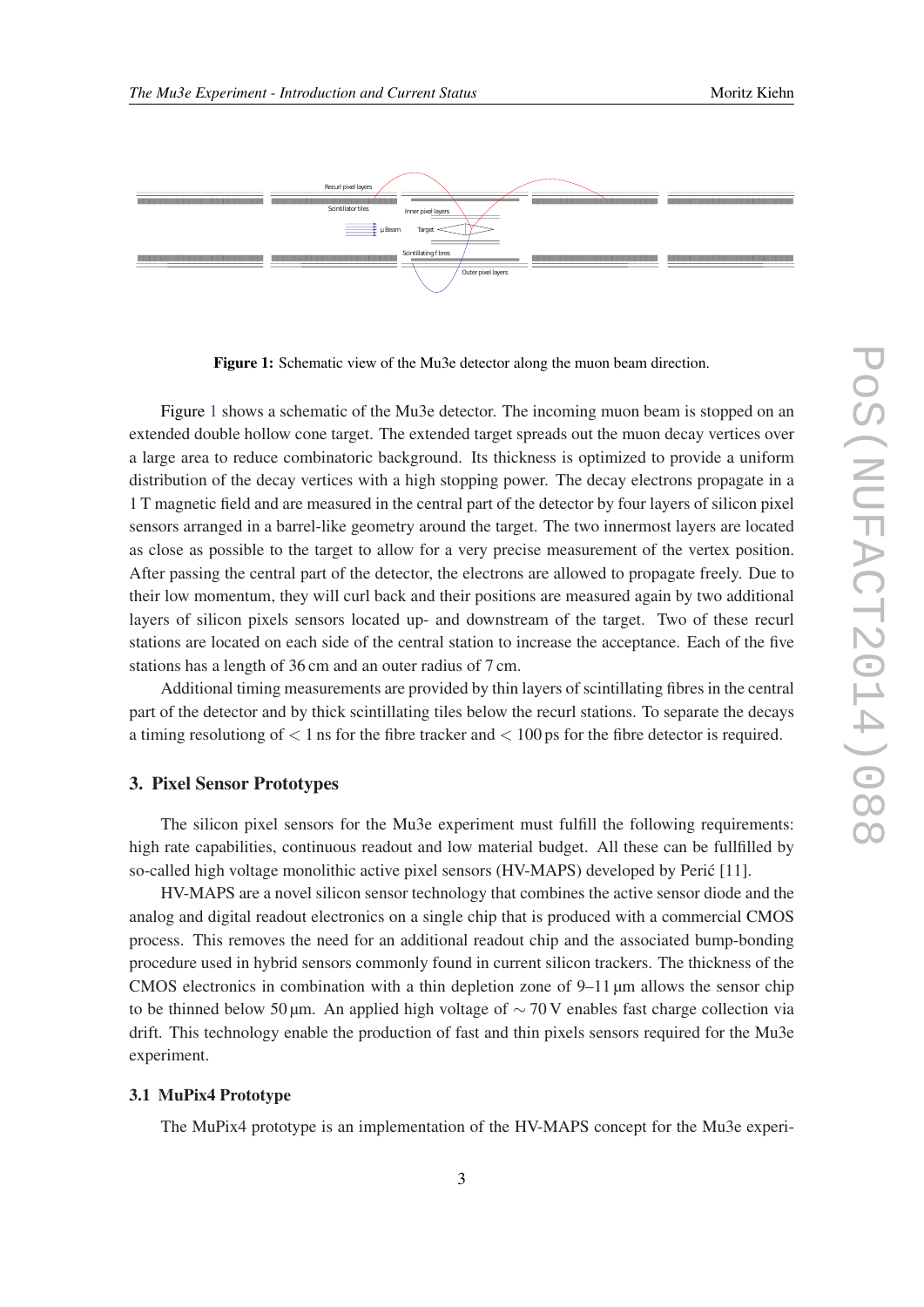Figure 1: Schematic view of the Mu3e detector along the muon beam direction.

Figure 1 shows a schematic of the Mu3e detector. The incoming muon beam is stopped on an extended double hollow cone target. The extended target spreads out the muon decay vertices over a large area to reduce combinatoric background. Its thickness is optimized to provide a uniform distribution of the decay vertices with a high stopping power. The decay electrons propagate in a 1 T magnetic field and are measured in the central part of the detector by four layers of silicon pixel sensors arranged in a barrel-like geometry around the target. The two innermost layers are located as close as possible to the target to allow for a very precise measurement of the vertex position. After passing the central part of the detector, the electrons are allowed to propagate freely. Due to their low momentum, they will curl back and their positions are measured again by two additional layers of silicon pixels sensors located up- and downstream of the target. Two of these recurl stations are located on each side of the central station to increase the acceptance. Each of the five stations has a length of 36 cm and an outer radius of 7 cm.

Additional timing measurements are provided by thin layers of scintillating fibres in the central part of the detector and by thick scintillating tiles below the recurl stations. To separate the decays a timing resolutiong of $< 1$ ns for the fibre tracker and $< 100$ ps for the fibre detector is required.

## 3. Pixel Sensor Prototypes

The silicon pixel sensors for the Mu3e experiment must fulfill the following requirements: high rate capabilities, continuous readout and low material budget. All these can be fullfilled by so-called high voltage monolithic active pixel sensors (HV-MAPS) developed by Perić [11].

HV-MAPS are a novel silicon sensor technology that combines the active sensor diode and the analog and digital readout electronics on a single chip that is produced with a commercial CMOS process. This removes the need for an additional readout chip and the associated bump-bonding procedure used in hybrid sensors commonly found in current silicon trackers. The thickness of the CMOS electronics in combination with a thin depletion zone of 9–11 µm allows the sensor chip to be thinned below 50 µm. An applied high voltage of $\sim 70$ V enables fast charge collection via drift. This technology enable the production of fast and thin pixels sensors required for the Mu3e experiment.

### 3.1 MuPix4 Prototype

The MuPix4 prototype is an implementation of the HV-MAPS concept for the Mu3e experi-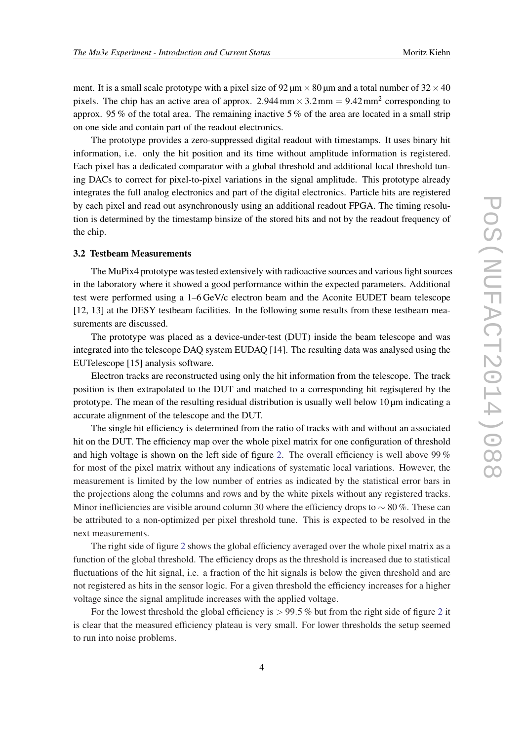ment. It is a small scale prototype with a pixel size of $92\,\mu m \times 80\,\mu m$ and a total number of $32 \times 40$ pixels. The chip has an active area of approx. $2.944\,mm \times 3.2\,mm = 9.42\,mm^2$ corresponding to approx. 95 % of the total area. The remaining inactive 5 % of the area are located in a small strip on one side and contain part of the readout electronics.

The prototype provides a zero-suppressed digital readout with timestamps. It uses binary hit information, i.e. only the hit position and its time without amplitude information is registered. Each pixel has a dedicated comparator with a global threshold and additional local threshold tuning DACs to correct for pixel-to-pixel variations in the signal amplitude. This prototype already integrates the full analog electronics and part of the digital electronics. Particle hits are registered by each pixel and read out asynchronously using an additional readout FPGA. The timing resolution is determined by the timestamp binsize of the stored hits and not by the readout frequency of the chip.

### 3.2 Testbeam Measurements

The MuPix4 prototype was tested extensively with radioactive sources and various light sources in the laboratory where it showed a good performance within the expected parameters. Additional test were performed using a 1–6 GeV/c electron beam and the Aconite EUDET beam telescope [12, 13] at the DESY testbeam facilities. In the following some results from these testbeam measurements are discussed.

The prototype was placed as a device-under-test (DUT) inside the beam telescope and was integrated into the telescope DAQ system EUDAQ [14]. The resulting data was analysed using the EUTelescope [15] analysis software.

Electron tracks are reconstructed using only the hit information from the telescope. The track position is then extrapolated to the DUT and matched to a corresponding hit regisqtered by the prototype. The mean of the resulting residual distribution is usually well below $10\,\mu m$ indicating a accurate alignment of the telescope and the DUT.

The single hit efficiency is determined from the ratio of tracks with and without an associated hit on the DUT. The efficiency map over the whole pixel matrix for one configuration of threshold and high voltage is shown on the left side of figure 2. The overall efficiency is well above 99 % for most of the pixel matrix without any indications of systematic local variations. However, the measurement is limited by the low number of entries as indicated by the statistical error bars in the projections along the columns and rows and by the white pixels without any registered tracks. Minor inefficiencies are visible around column 30 where the efficiency drops to $\sim 80\,\%$. These can be attributed to a non-optimized per pixel threshold tune. This is expected to be resolved in the next measurements.

The right side of figure 2 shows the global efficiency averaged over the whole pixel matrix as a function of the global threshold. The efficiency drops as the threshold is increased due to statistical fluctuations of the hit signal, i.e. a fraction of the hit signals is below the given threshold and are not registered as hits in the sensor logic. For a given threshold the efficiency increases for a higher voltage since the signal amplitude increases with the applied voltage.

For the lowest threshold the global efficiency is $> 99.5\,\%$ but from the right side of figure 2 it is clear that the measured efficiency plateau is very small. For lower thresholds the setup seemed to run into noise problems.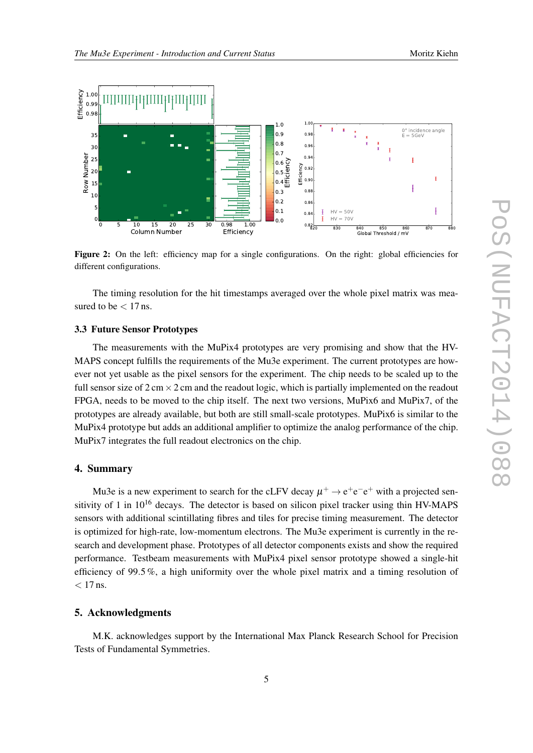**Figure 2:** On the left: efficiency map for a single configurations. On the right: global efficiencies for different configurations.

The timing resolution for the hit timestamps averaged over the whole pixel matrix was measured to be $< 17$ ns.

### 3.3 Future Sensor Prototypes

The measurements with the MuPix4 prototypes are very promising and show that the HV-MAPS concept fulfills the requirements of the Mu3e experiment. The current prototypes are however not yet usable as the pixel sensors for the experiment. The chip needs to be scaled up to the full sensor size of $2\,\text{cm} \times 2\,\text{cm}$ and the readout logic, which is partially implemented on the readout FPGA, needs to be moved to the chip itself. The next two versions, MuPix6 and MuPix7, of the prototypes are already available, but both are still small-scale prototypes. MuPix6 is similar to the MuPix4 prototype but adds an additional amplifier to optimize the analog performance of the chip. MuPix7 integrates the full readout electronics on the chip.

## 4. Summary

Mu3e is a new experiment to search for the cLFV decay $\mu^+ \to e^+e^-e^+$ with a projected sensitivity of 1 in $10^{16}$ decays. The detector is based on silicon pixel tracker using thin HV-MAPS sensors with additional scintillating fibres and tiles for precise timing measurement. The detector is optimized for high-rate, low-momentum electrons. The Mu3e experiment is currently in the research and development phase. Prototypes of all detector components exists and show the required performance. Testbeam measurements with MuPix4 pixel sensor prototype showed a single-hit efficiency of 99.5 %, a high uniformity over the whole pixel matrix and a timing resolution of $< 17$ ns.

## 5. Acknowledgments

M.K. acknowledges support by the International Max Planck Research School for Precision Tests of Fundamental Symmetries.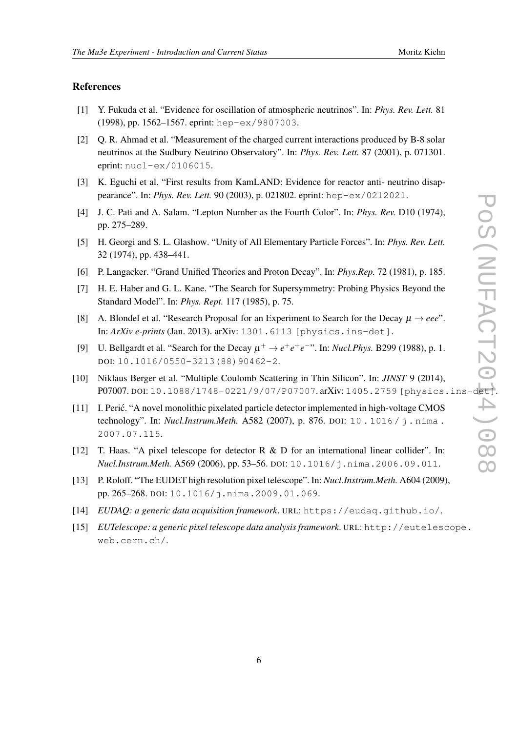## References

[1] Y. Fukuda et al. "Evidence for oscillation of atmospheric neutrinos". In: *Phys. Rev. Lett.* 81 (1998), pp. 1562–1567. eprint: hep-ex/9807003.

[2] Q. R. Ahmad et al. "Measurement of the charged current interactions produced by B-8 solar neutrinos at the Sudbury Neutrino Observatory". In: *Phys. Rev. Lett.* 87 (2001), p. 071301. eprint: nucl-ex/0106015.

[3] K. Eguchi et al. "First results from KamLAND: Evidence for reactor anti- neutrino disappearance". In: *Phys. Rev. Lett.* 90 (2003), p. 021802. eprint: hep-ex/0212021.

[4] J. C. Pati and A. Salam. "Lepton Number as the Fourth Color". In: *Phys. Rev.* D10 (1974), pp. 275–289.

[5] H. Georgi and S. L. Glashow. "Unity of All Elementary Particle Forces". In: *Phys. Rev. Lett.* 32 (1974), pp. 438–441.

[6] P. Langacker. "Grand Unified Theories and Proton Decay". In: *Phys.Rep.* 72 (1981), p. 185.

[7] H. E. Haber and G. L. Kane. "The Search for Supersymmetry: Probing Physics Beyond the Standard Model". In: *Phys. Rept.* 117 (1985), p. 75.

[8] A. Blondel et al. "Research Proposal for an Experiment to Search for the Decay $\mu \to eee$". In: *ArXiv e-prints* (Jan. 2013). arXiv: 1301.6113 [physics.ins-det].

[9] U. Bellgardt et al. "Search for the Decay $\mu^+ \to e^+e^+e^-$". In: *Nucl.Phys.* B299 (1988), p. 1. DOI: 10.1016/0550-3213(88)90462-2.

[10] Niklaus Berger et al. "Multiple Coulomb Scattering in Thin Silicon". In: *JINST* 9 (2014), P07007. DOI: 10.1088/1748-0221/9/07/P07007. arXiv: 1405.2759 [physics.ins-det].

[11] I. Perić. "A novel monolithic pixelated particle detector implemented in high-voltage CMOS technology". In: *Nucl.Instrum.Meth.* A582 (2007), p. 876. DOI: 10.1016/j.nima.2007.07.115.

[12] T. Haas. "A pixel telescope for detector R & D for an international linear collider". In: *Nucl.Instrum.Meth.* A569 (2006), pp. 53–56. DOI: 10.1016/j.nima.2006.09.011.

[13] P. Roloff. "The EUDET high resolution pixel telescope". In: *Nucl.Instrum.Meth.* A604 (2009), pp. 265–268. DOI: 10.1016/j.nima.2009.01.069.

[14] *EUDAQ: a generic data acquisition framework*. URL: https://eudaq.github.io/.

[15] *EUTelescope: a generic pixel telescope data analysis framework*. URL: http://eutelescope.web.cern.ch/.